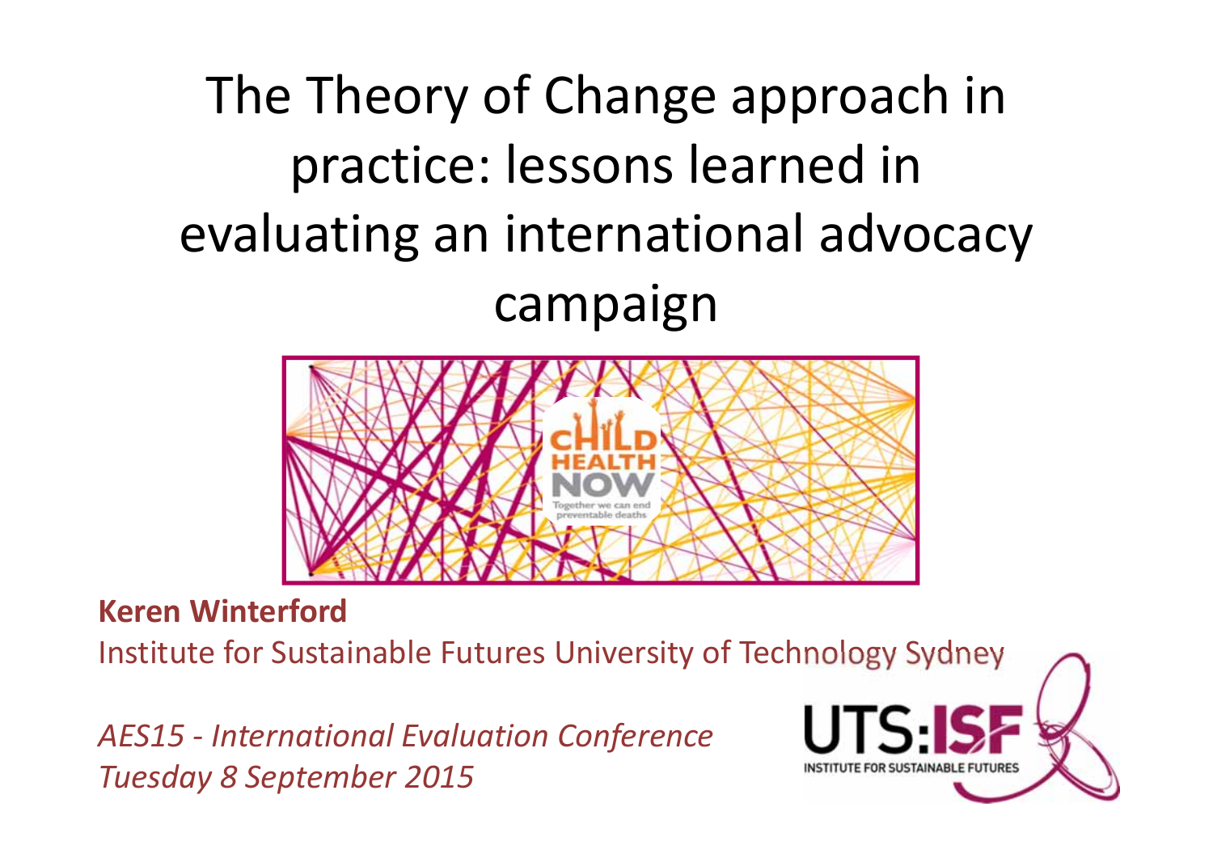# The Theory of Change approach in practice: lessons learned in evaluating an international advocacy campaign

**Keren Winterford**

Institute for Sustainable Futures University of Technology Sydney

*AES15 - International Evaluation Conference*
*Tuesday 8 September 2015*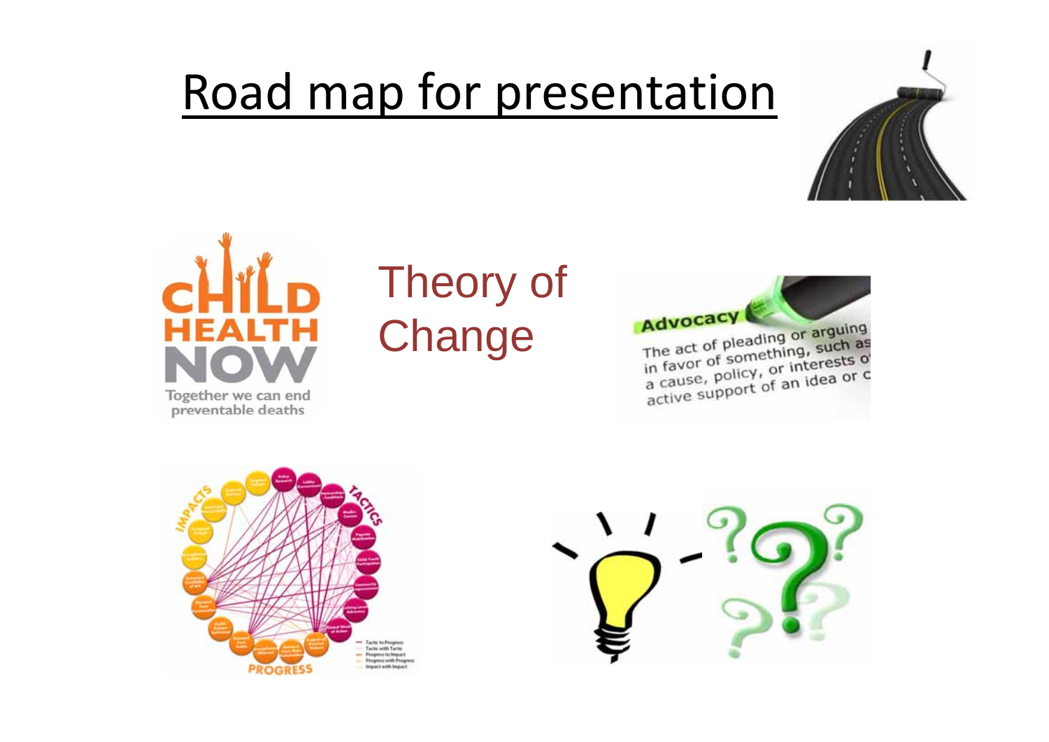# Road map for presentation

Theory of Change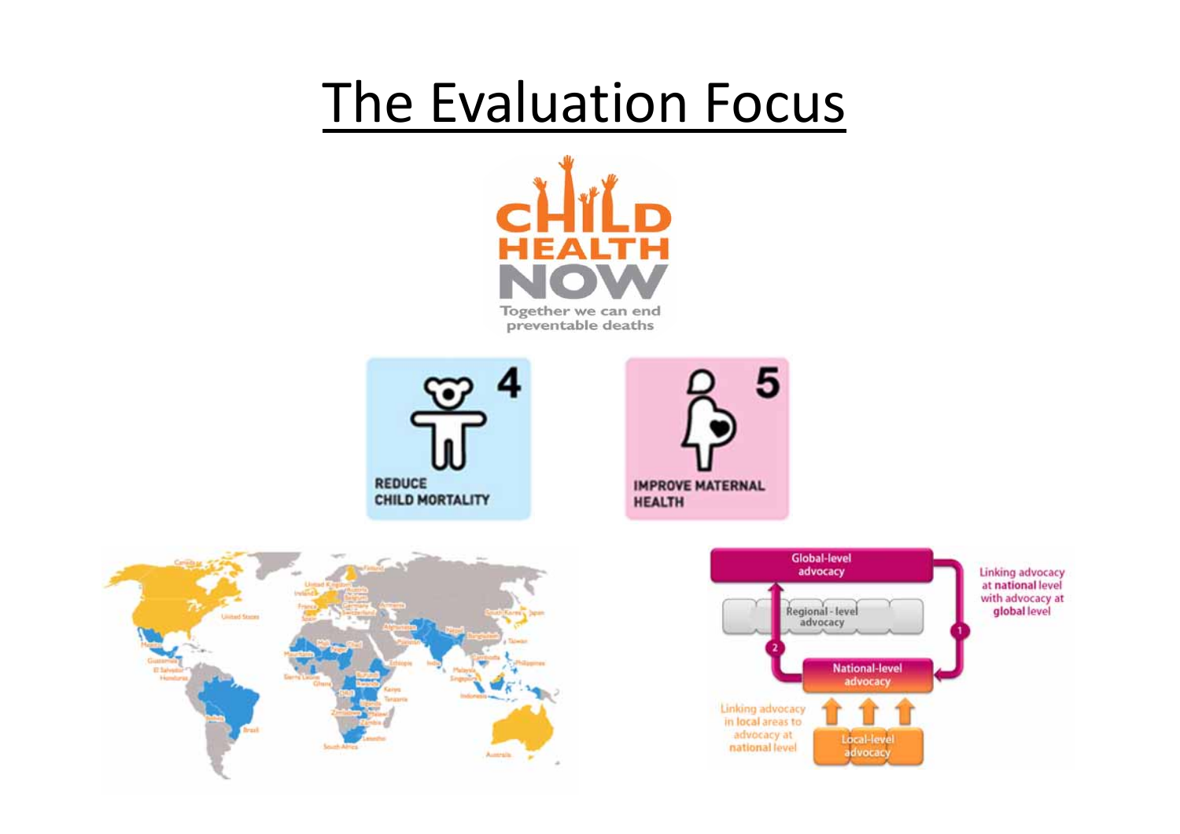# The Evaluation Focus

CHILD HEALTH NOW

Together we can end preventable deaths

4 REDUCE CHILD MORTALITY

5 IMPROVE MATERNAL HEALTH

Global-level advocacy

Regional - level advocacy

National-level advocacy

Local-level advocacy

Linking advocacy at national level with advocacy at global level

Linking advocacy in local areas to advocacy at national level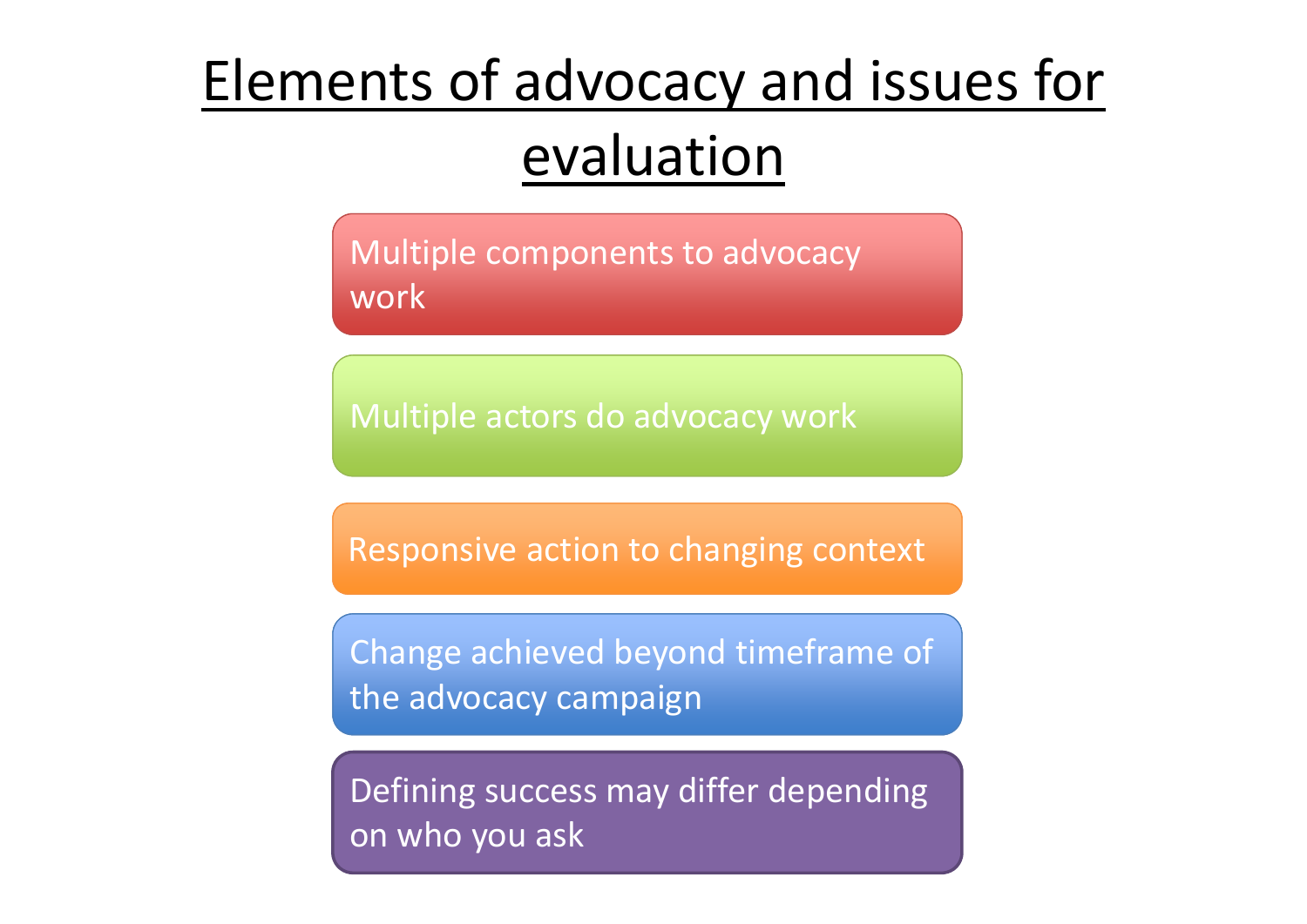# Elements of advocacy and issues for evaluation

- Multiple components to advocacy work
- Multiple actors do advocacy work
- Responsive action to changing context
- Change achieved beyond timeframe of the advocacy campaign
- Defining success may differ depending on who you ask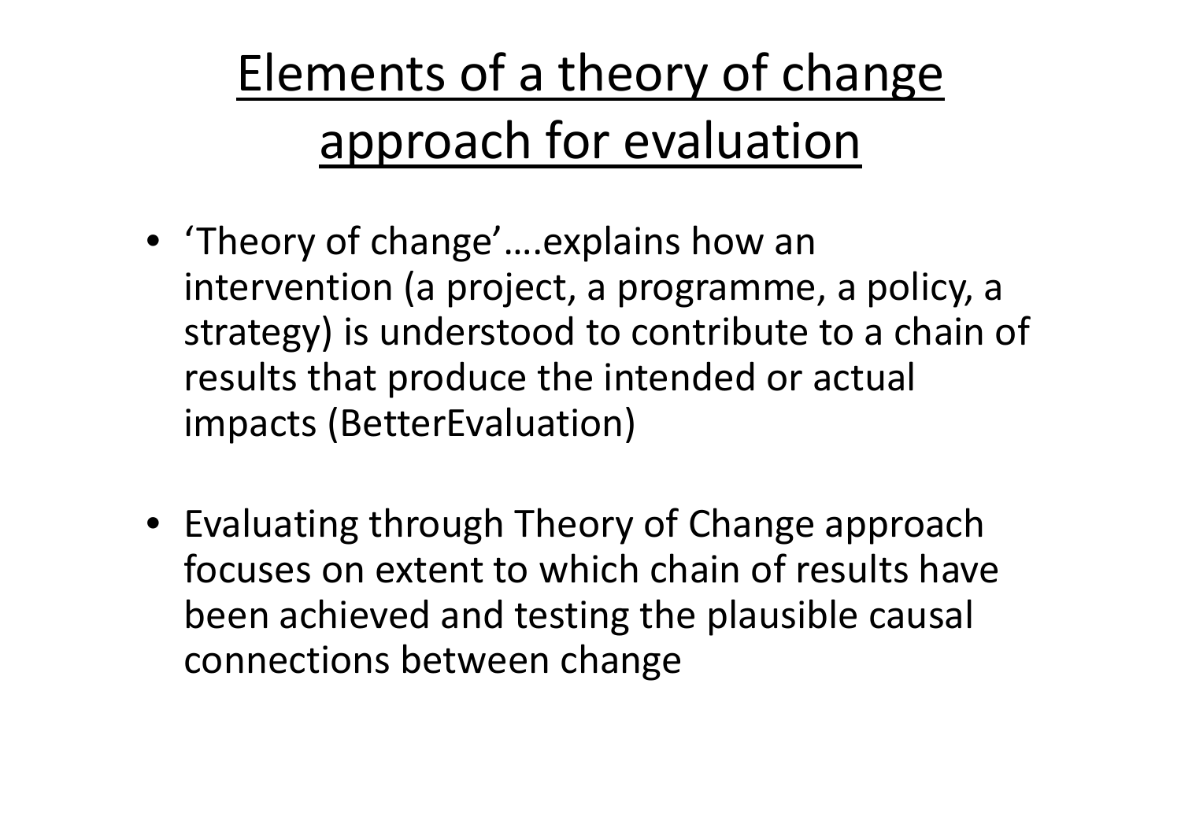# Elements of a theory of change approach for evaluation

- 'Theory of change'….explains how an intervention (a project, a programme, a policy, a strategy) is understood to contribute to a chain of results that produce the intended or actual impacts (BetterEvaluation)
- Evaluating through Theory of Change approach focuses on extent to which chain of results have been achieved and testing the plausible causal connections between change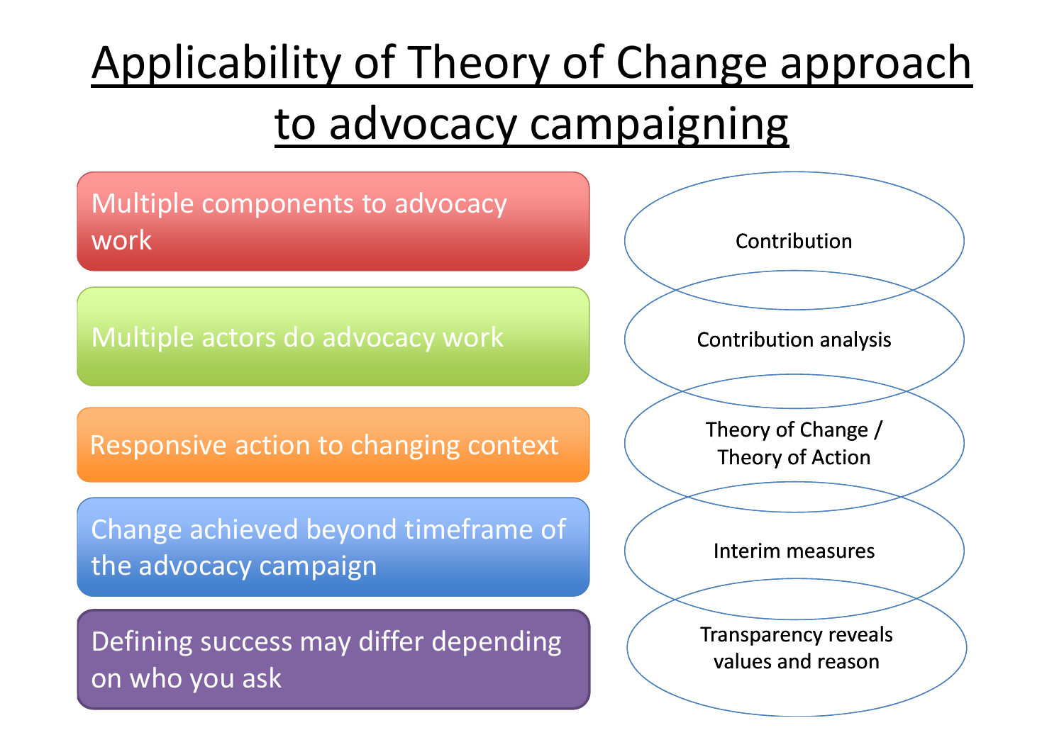# Applicability of Theory of Change approach to advocacy campaigning

- Multiple components to advocacy work
- Multiple actors do advocacy work
- Responsive action to changing context
- Change achieved beyond timeframe of the advocacy campaign
- Defining success may differ depending on who you ask

- Contribution
- Contribution analysis
- Theory of Change / Theory of Action
- Interim measures
- Transparency reveals values and reason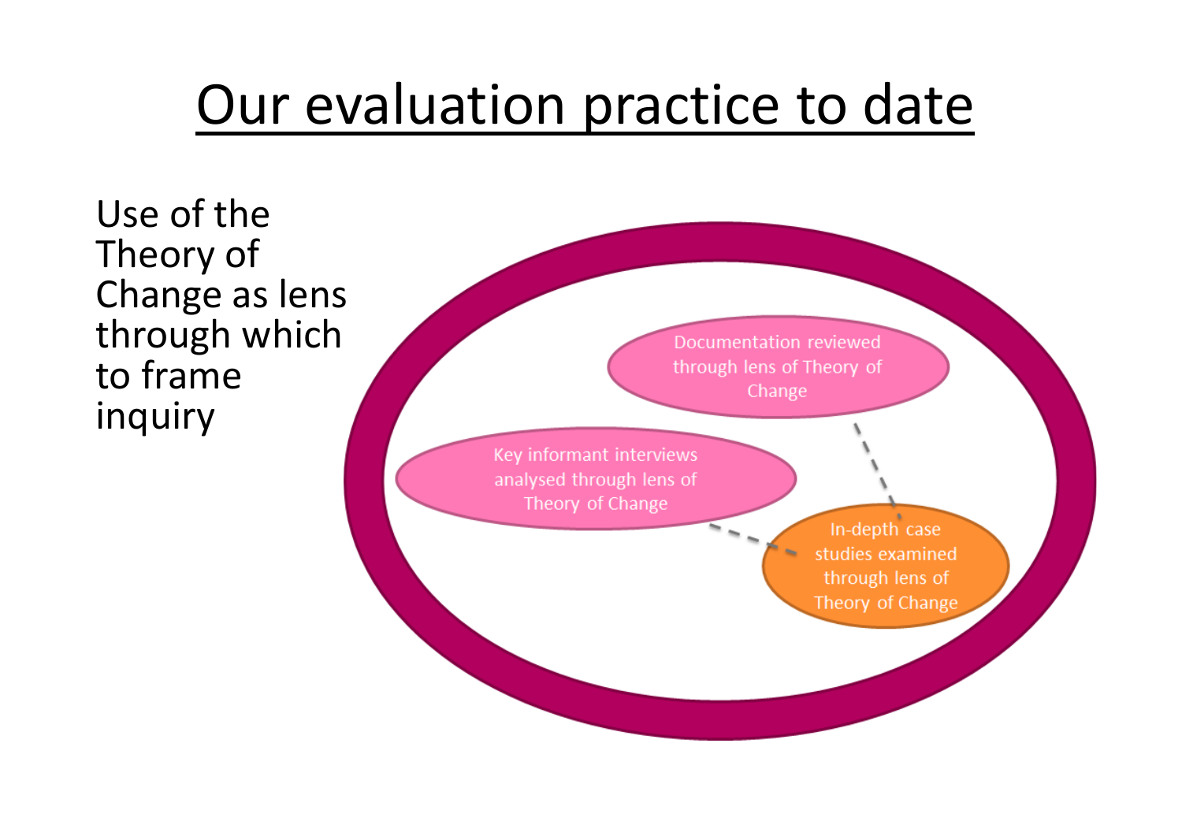# Our evaluation practice to date

Use of the Theory of Change as lens through which to frame inquiry

Documentation reviewed through lens of Theory of Change

Key informant interviews analysed through lens of Theory of Change

In-depth case studies examined through lens of Theory of Change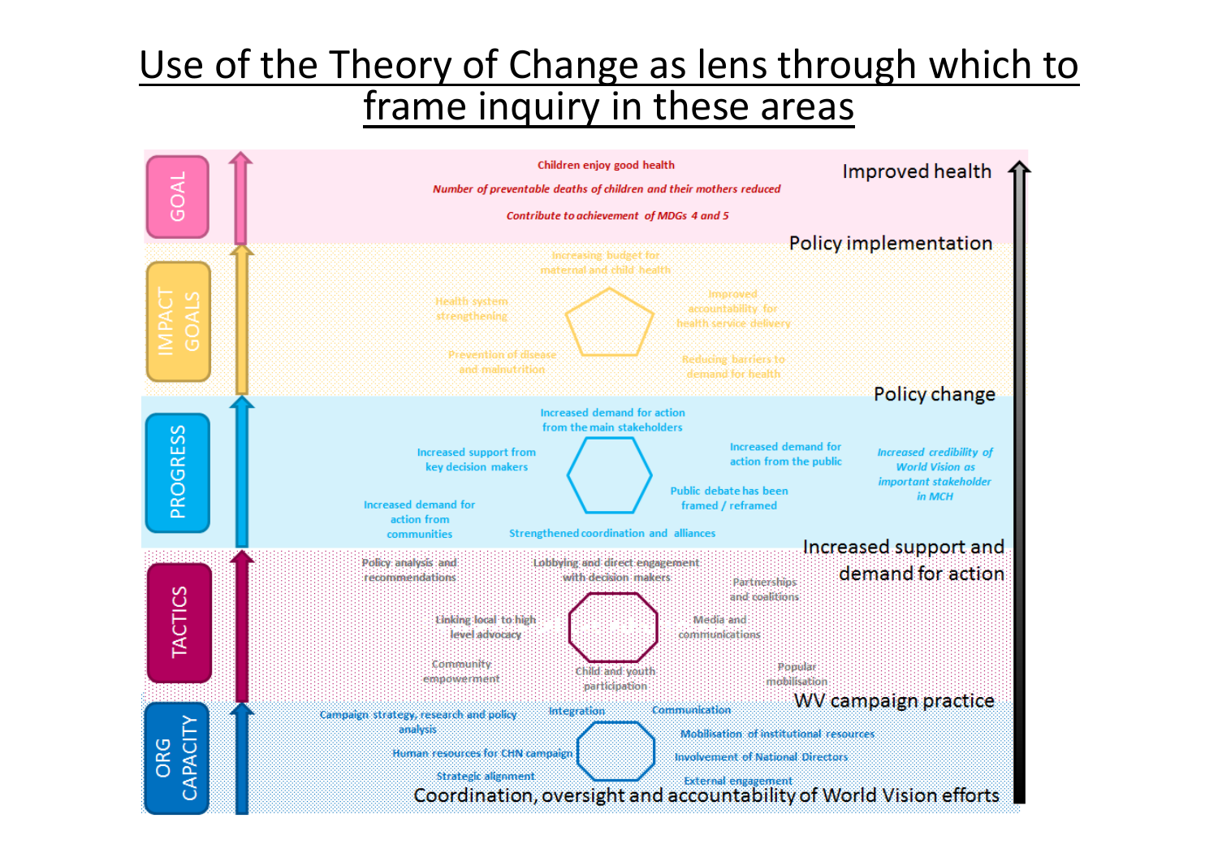# Use of the Theory of Change as lens through which to frame inquiry in these areas

**GOAL** — *Improved health*

- Children enjoy good health
- *Number of preventable deaths of children and their mothers reduced*
- *Contribute to achievement of MDGs 4 and 5*

**IMPACT GOALS** — *Policy implementation*

- Increasing budget for maternal and child health
- Health system strengthening
- Improved accountability for health service delivery
- Prevention of disease and malnutrition
- Reducing barriers to demand for health

**PROGRESS** — *Policy change*

- Increased demand for action from the main stakeholders
- Increased support from key decision makers
- Increased demand for action from the public
- *Increased credibility of World Vision as important stakeholder in MCH*
- Public debate has been framed / reframed
- Increased demand for action from communities
- Strengthened coordination and alliances

**TACTICS** — *Increased support and demand for action*

- Policy analysis and recommendations
- Lobbying and direct engagement with decision makers
- Partnerships and coalitions
- Linking local to high level advocacy
- Media and communications
- Community empowerment
- Child and youth participation
- Popular mobilisation

**ORG CAPACITY** — *WV campaign practice*

- Campaign strategy, research and policy analysis
- Integration
- Communication
- Mobilisation of institutional resources
- Human resources for CHN campaign
- Involvement of National Directors
- Strategic alignment
- External engagement

Coordination, oversight and accountability of World Vision efforts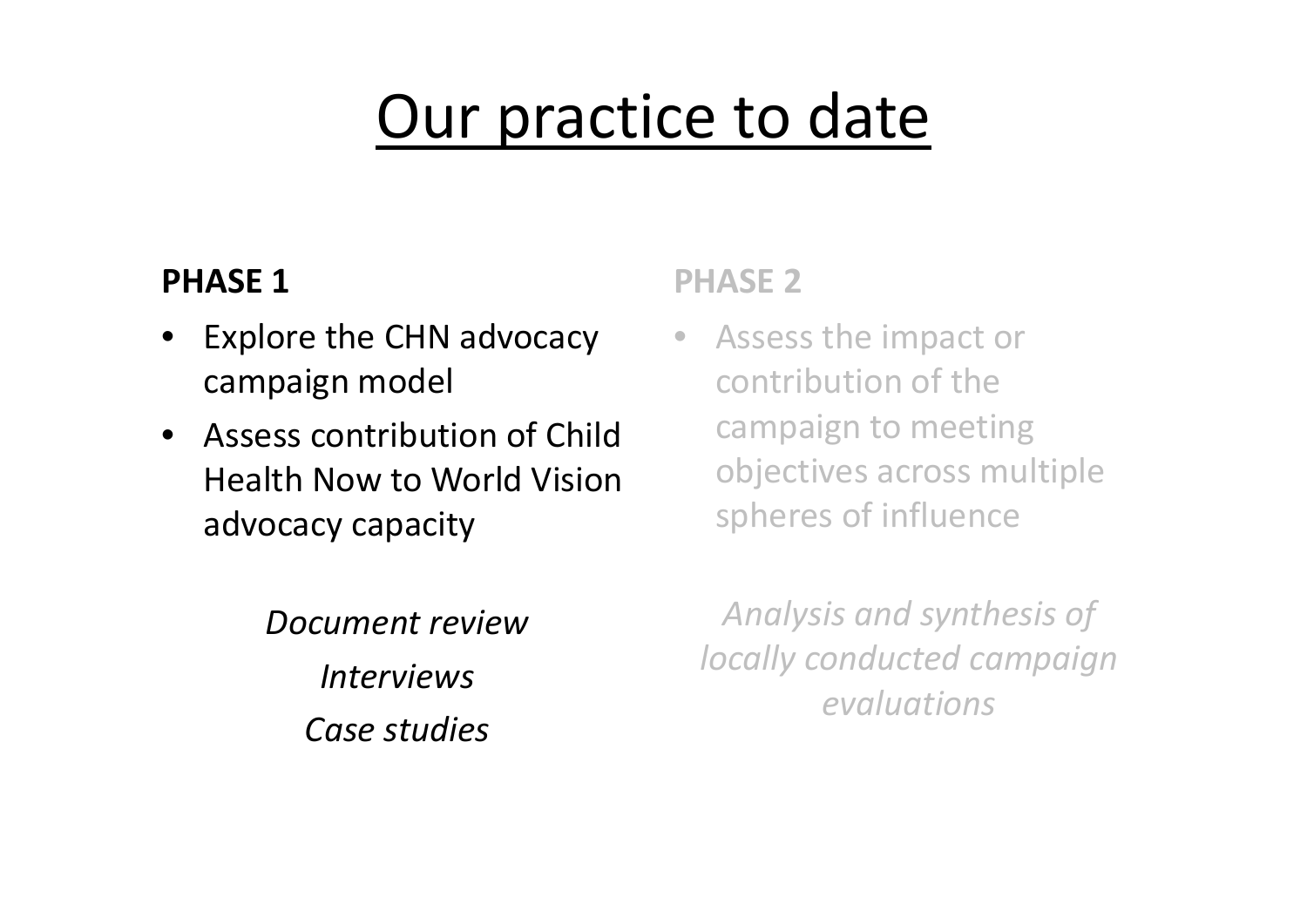# Our practice to date

**PHASE 1**

- Explore the CHN advocacy campaign model
- Assess contribution of Child Health Now to World Vision advocacy capacity

*Document review*

*Interviews*

*Case studies*

**PHASE 2**

- Assess the impact or contribution of the campaign to meeting objectives across multiple spheres of influence

*Analysis and synthesis of locally conducted campaign evaluations*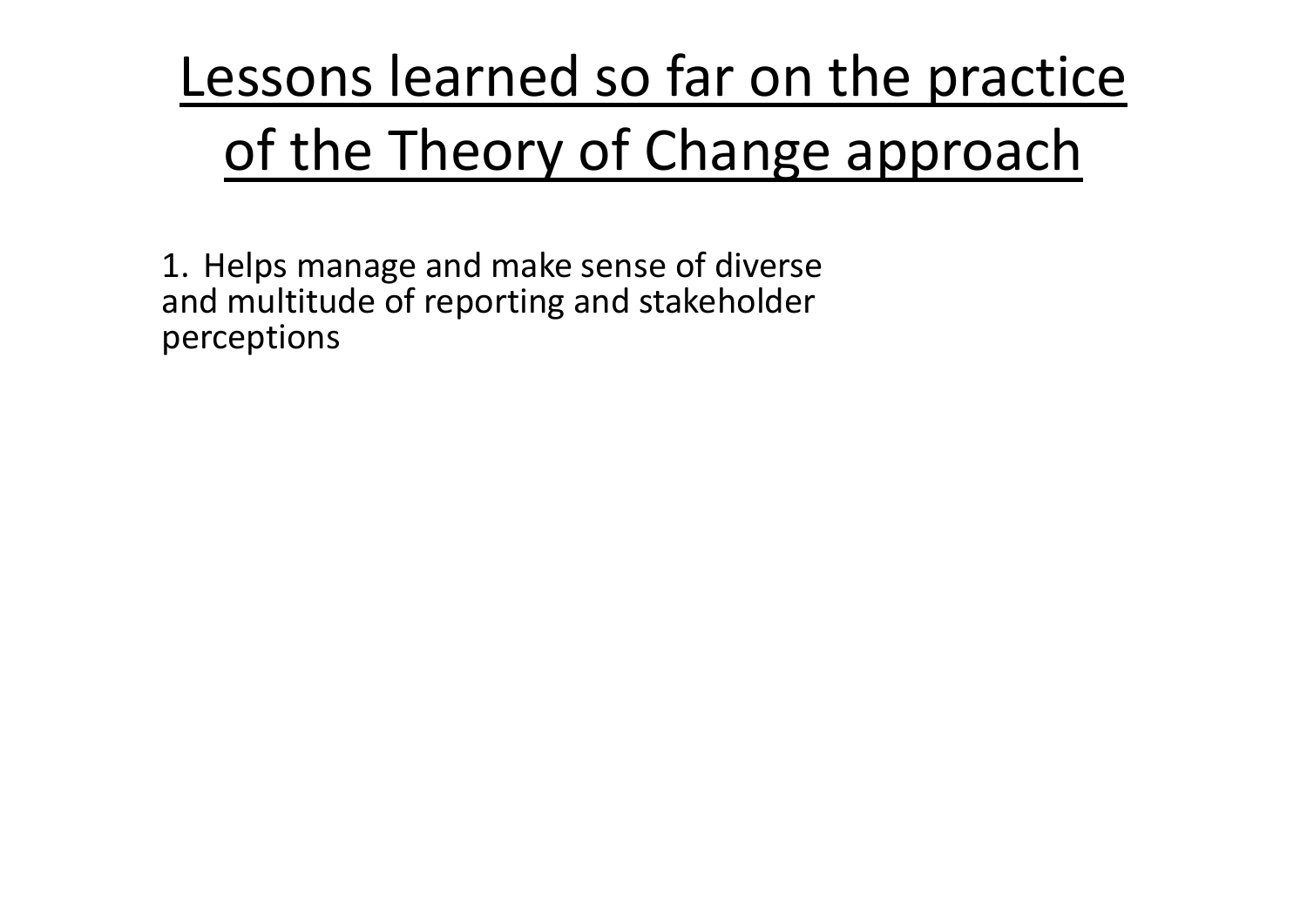# Lessons learned so far on the practice of the Theory of Change approach

1. Helps manage and make sense of diverse and multitude of reporting and stakeholder perceptions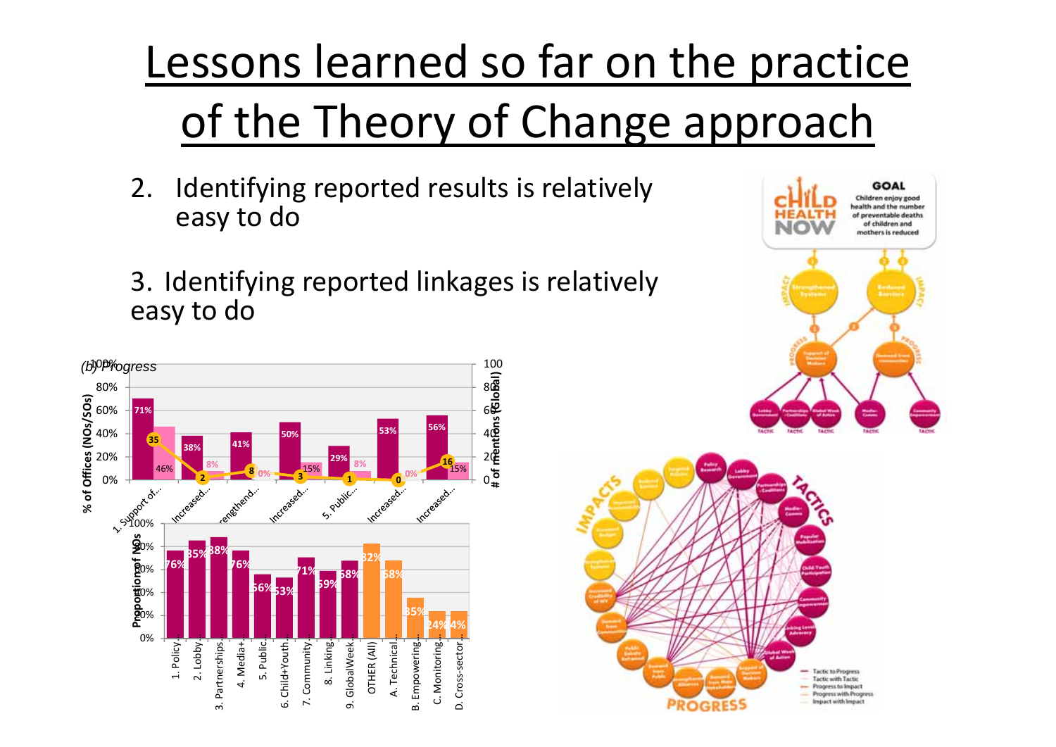# Lessons learned so far on the practice of the Theory of Change approach

2. Identifying reported results is relatively easy to do

3. Identifying reported linkages is relatively easy to do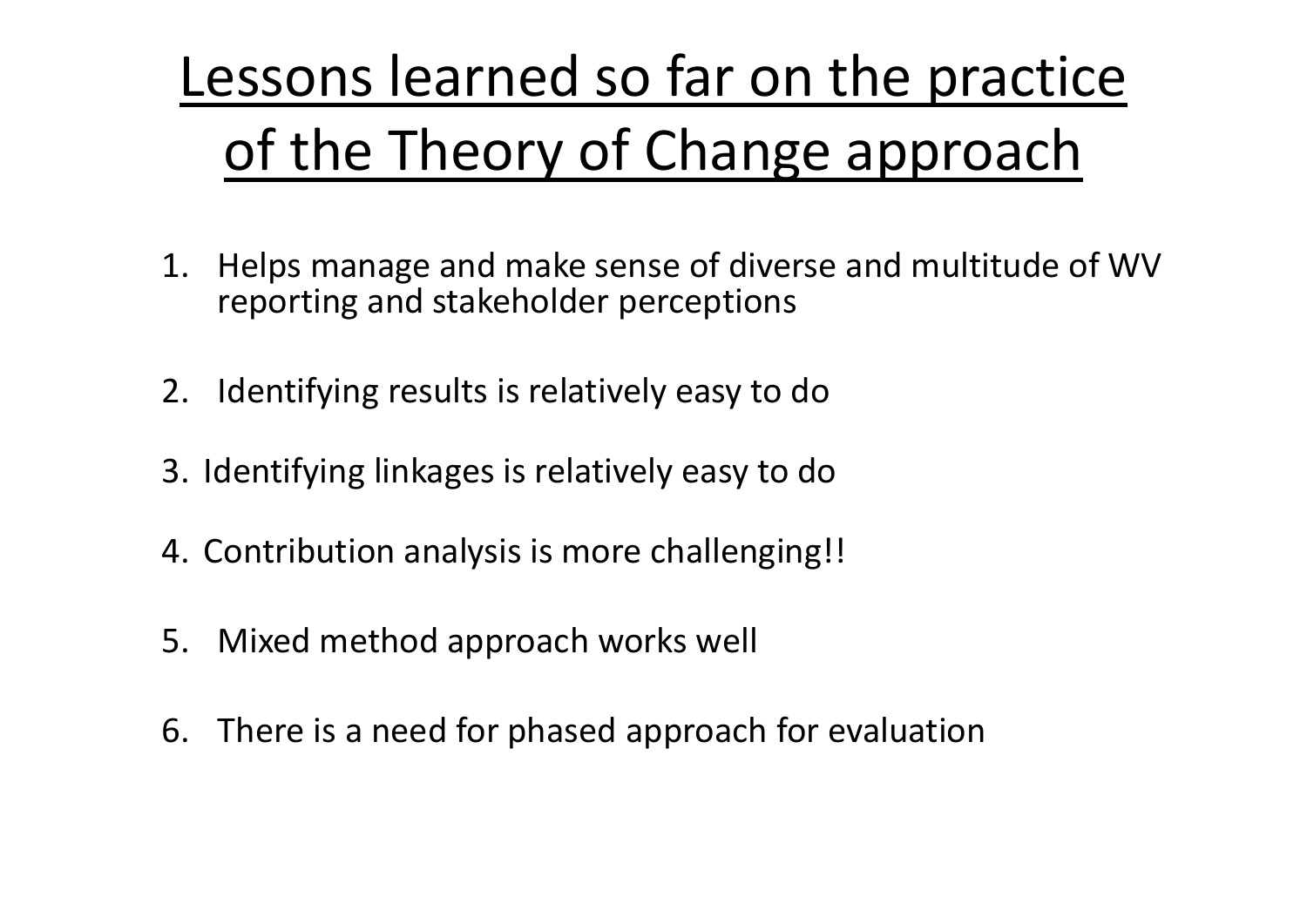# Lessons learned so far on the practice of the Theory of Change approach

1. Helps manage and make sense of diverse and multitude of WV reporting and stakeholder perceptions
2. Identifying results is relatively easy to do
3. Identifying linkages is relatively easy to do
4. Contribution analysis is more challenging!!
5. Mixed method approach works well
6. There is a need for phased approach for evaluation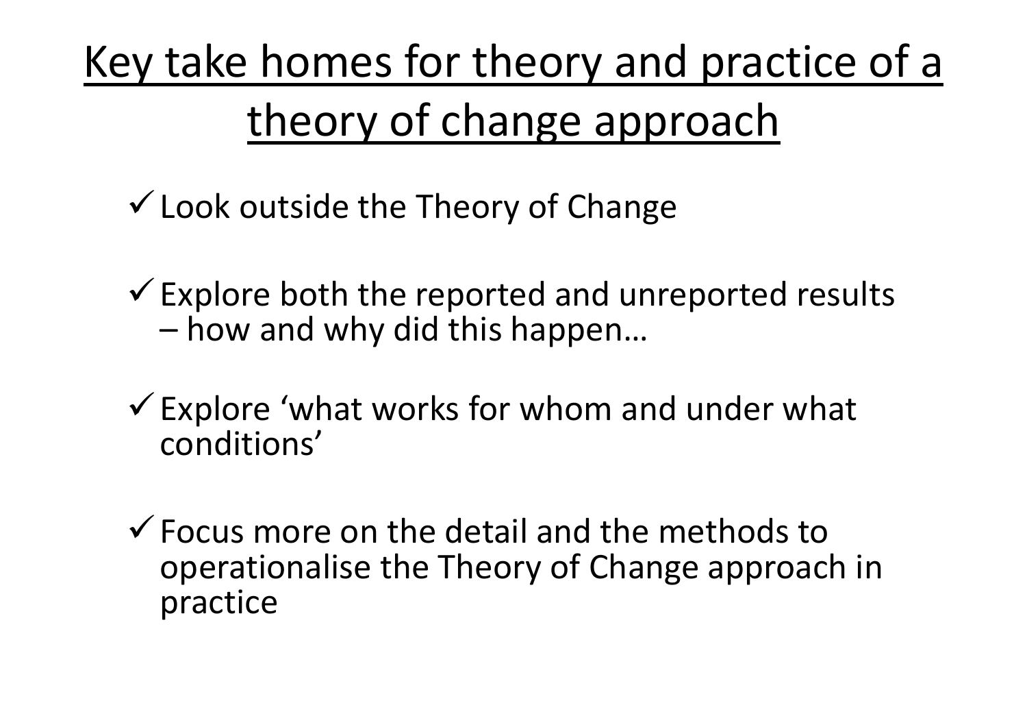# Key take homes for theory and practice of a theory of change approach

- ✓ Look outside the Theory of Change
- ✓ Explore both the reported and unreported results – how and why did this happen…
- ✓ Explore 'what works for whom and under what conditions'
- ✓ Focus more on the detail and the methods to operationalise the Theory of Change approach in practice